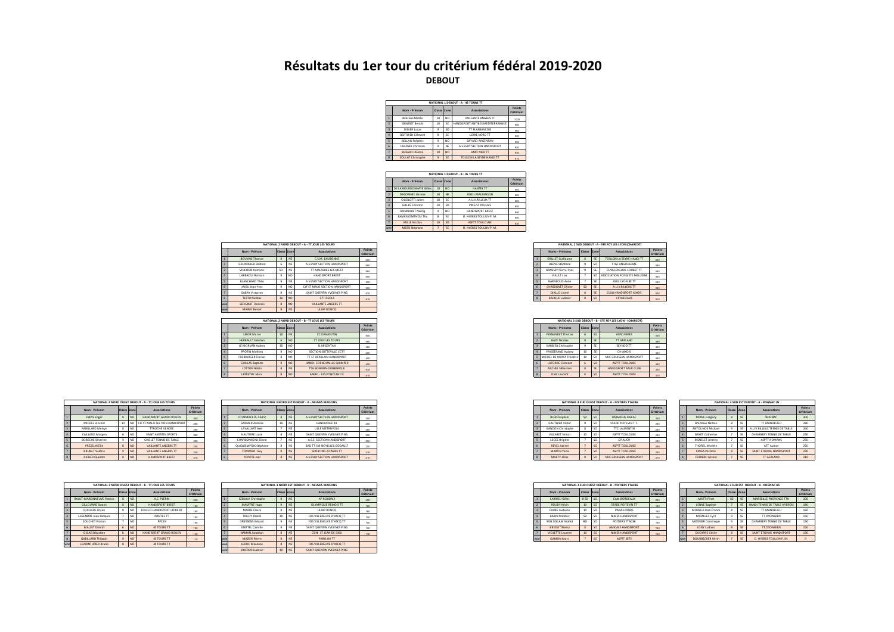# Résultats du 1er tour du critérium fédéral 2019-2020

**DEBOUT**

| NATIONAL 1 DEBOUT - A - 4S TOURS TT | | | | | |
|---|---|---|---|---|---|
| | Nom - Prénom | Classe | Zone | Associations | Points Critérium |
| 1 | BOHEAS Mateo | 10 | NO | VAILLANTE ANGERS TT | 1000 |
| 2 | GRASSET Benoit | 10 | SE | HANDISPORT ANTIBES MEDITERRANNEE | 960 |
| 3 | DIDIER Lucas | 9 | SO | TT PLAISANCEOIS | 960 |
| 4 | BERTHIER Clément | 8 | SE | LOIRE NORD TT | 960 |
| 5 | BELLAIS Frédéric | 9 | NO | BAYARD ARGENTAN | 950 |
| 6 | CHESNEL Christian | 9 | NE | A.S.EVRY SECTION HANDISPORT | 960 |
| 7 | BIZARD Jérome | 10 | NO | AMO MER TT | 930 |
| 8 | SOULAT Christophe | 9 | SE | TOULON LA SEYNE HANDI TT | 910 |

| NATIONAL 1 DEBOUT - B - 4S TOURS TT | | | | | |
|---|---|---|---|---|---|
| | Nom - Prénom | Classe | Zone | Associations | Points Critérium |
| 1 | DE LA BOURDONNAYE Gilles | 10 | NO | NANTES TT | 900 |
| 2 | DESOMME Jérome | 10 | NE | RUEIL MALMAISON | 880 |
| 3 | CIGOLOTTI Julien | 10 | SE | A.U.V.RILLIEUX TT | 860 |
| 4 | GILLES Corentin | 10 | SO | PING ST PAULAIS | 850 |
| 5 | RAIMBAULT Noelig | 9 | NO | HANDISPORT BREST | 850 |
| 6 | KAMKASOMPHOU Thu | 8 | SE | O. HYERES TOULON P. M. | 830 |
| 7 | MILLE Nicolas | 10 | SO | ASPTT TOULOUSE | 830 |
| wo | MESSI Stéphane | 7 | SE | O. HYERES TOULON P. M. | |

| NATIONAL 2 NORD DEBOUT - A - TT JOUE LES TOURS | | | | | |
|---|---|---|---|---|---|
| | Nom - Prénom | Classe | Zone | Associations | Points Critérium |
| 1 | BOUKHIS Thomas | 8 | NE | C.S.M. EAUBONNE | 600 |
| 2 | GRUNDELER Bastien | 6 | NE | A.S.EVRY SECTION HANDISPORT | 580 |
| 3 | VINCHON Romaric | 10 | NE | TT MAIZIERES-LES-METZ | 560 |
| 4 | LARBAOUI Romain | 9 | NO | HANDISPORT BREST | 560 |
| 5 | BLANCHARD Théo | 9 | NE | A.S.EVRY SECTION HANDISPORT | 550 |
| 6 | JAKIU Jean-Yves | 9 | NO | CJF ST MALO SECTION HANDISPORT | 530 |
| 7 | GABAY Victorien | 8 | NE | SAINT QUENTIN YVELINES PING | 530 |
| 8 | TESTU Nicolas | 10 | NO | CTT DEOLS | 510 |
| wo | SERIGNAT Francois | 8 | NO | VAILLANTE ANGERS TT | |
| wo | MAIRIE Benoit | 9 | NE | ULIAP RONCQ | |

| NATIONAL 2 NORD DEBOUT - B - TT JOUE LES TOURS | | | | | |
|---|---|---|---|---|---|
| | Nom - Prénom | Classe | Zone | Associations | Points Critérium |
| 1 | LIBOR Marco | 10 | NE | CC OKNOUTIN | 500 |
| 2 | HERRAULT Esteban | 6 | NO | TT JOUE LES TOURS | 480 |
| 3 | LE MORVAN Audrey | 10 | NO | B.ARGENTAN | 460 |
| 4 | PROTIN Mathieu | 9 | NO | SECTION SOTTEVILLE CCTT | 460 |
| 5 | FREIBURGER Florian | 8 | NO | TT ST HERBLAIN HANDISPORT | 450 |
| 6 | GUILLAS Baptiste | 9 | NO | HANDI. CORNOUAILLE QUIMPER | 430 |
| 7 | LOTTON Robin | 8 | NE | TTA BONPAIN-DUNKERQUE | 430 |
| 8 | LEPRETRE Marc | 9 | NO | AAEEC - LES PONTS DE CE | 410 |

| NATIONAL 2 SUD DEBOUT - A - STE FOY LES LYON (CHARCOT) | | | | | |
|---|---|---|---|---|---|
| | Noms - Prénoms | Classe | Zone | Associations | Points Critérium |
| 1 | GRILLET Guillaume | 8 | SE | TOULON LA SEYNE HANDI TT | 600 |
| 2 | HERVE Stéphane | 9 | SO | TTGF ANGOULEME | 580 |
| 3 | BANESSY Pierre-Yves | 9 | SE | ES VILLENEUVE LOUBET TT | 560 |
| 4 | VIAULT Loic | 7 | SO | ASSOCIATION POMGISTE MELUSINE | 560 |
| 5 | BARNEOUD Anne | 7 | SE | ASUL LYON 8E TT | 550 |
| 6 | CHASSIGNET Olivier | 10 | SE | A.U.V.RILLIEUX TT | 530 |
| 7 | DIALLO Lionel | 8 | SE | CLUB HANDISPORT AIXOIS | 530 |
| 8 | BACQUE Ludovic | 8 | SO | CP NIEULAIS | 510 |

| NATIONAL 2 SUD DEBOUT - B - STE FOY LES LYON - (CHARCOT) | | | | | |
|---|---|---|---|---|---|
| | Noms - Prénoms | Classe | Zone | Associations | Points Critérium |
| 1 | FERNANDEZ Thomas | 6 | SO | ASPC NIMES | 500 |
| 2 | GAZE Nicolas | 9 | SE | TT GERLAND | 480 |
| 3 | BARBIER Christophe | 9 | SE | SEYNOD TT | 460 |
| 4 | PAYSSERAND Audrey | 10 | SE | CH AIXOIS | 460 |
| 5 | MICHEL DE ROISSY Frédéric | 10 | SO | MJC GRUISSAN HANDISPORT | 450 |
| 6 | LATORRE Clément | 6 | SO | ASPTT TOULOUSE | 430 |
| 7 | MICHEL Sébastien | 8 | SE | HANDISPORT AZUR CLUB | 430 |
| 8 | DIAZ Laurent | 6 | SO | ASPTT TOULOUSE | 410 |

| NATIONAL 3 NORD OUEST DEBOUT - A - TT JOUE LES TOURS | | | | | |
|---|---|---|---|---|---|
| | Nom - Prénom | Classe | Zone | Associations | Points Critérium |
| 1 | EMPIS Edgar | 8 | NO | HANDISPORT GRAND ROUEN | 300 |
| 2 | MICHEL Vincent | 10 | NO | CJF ST MALO SECTION HANDISPORT | 280 |
| 3 | RABILLARD Melwyn | 8 | NO | TTROCHE VENDEE | 260 |
| 4 | CAILLAUD Morgan | 6 | NO | SAINT AVERTIN SPORTS | 260 |
| 5 | BOBECHE Séverine | 9 | NO | CHOLET TENNIS DE TABLE | 250 |
| 6 | PREZELIN Elie | 8 | NO | VAILLANTE ANGERS TT | 250 |
| 7 | BRUNET Valérie | 9 | NO | VAILLANTE ANGERS TT | 230 |
| 8 | RICHER Quentin | 8 | NO | HANDISPORT BREST | 210 |

| NATIONAL 3 NORD EST DEBOUT - A - NEUVES MAISONS | | | | | |
|---|---|---|---|---|---|
| | Nom - Prénom | Classe | Zone | Associations | Points Critérium |
| 1 | COURMACEUL Cédric | 8 | NE | A.S.EVRY SECTION HANDISPORT | 300 |
| 2 | GARNIER Antoine | 10 | NE | HANDIVOILE 94 | 280 |
| 3 | LAVALLART Axel | 7 | NE | LILLE METROPOLE | 260 |
| 4 | HAUTIERE Lucie | 8 | NE | SAINT QUENTIN YVELINES PING | 260 |
| 5 | CHARBONNEAU Eliane | 7 | NE | A.S.E. SECTION HANDISPORT | 250 |
| 6 | QUIQUEMPOIX Stéphane | 8 | NE | BAD TT SM NOYELLES GODAULT | 250 |
| 7 | TOMASSO Guy | 9 | NE | SPORTING 20 PARIS TT | 230 |
| 8 | POPOTE Joel | 8 | NE | A.S.EVRY SECTION HANDISPORT | 210 |

| NATIONAL 3 SUD OUEST DEBOUT - A - POITIERS TTACB6 | | | | | |
|---|---|---|---|---|---|
| | Nom - Prénom | Classe | Zone | Associations | Points Critérium |
| 1 | BOAS Raphael | 10 | SO | LIMARGUE FIGEAC | 300 |
| 2 | GAUTHIER Victor | 9 | SO | STADE POITEVIN T.T. | 280 |
| 3 | GANDON Christophe | 8 | SO | TTC LAURENTIN | 260 |
| 4 | VILLARET Simon | 10 | SO | ASPTT TOULOUSE | 260 |
| 5 | LECEE Brigitte | 7 | SO | CP AUCH | 250 |
| 6 | REVEL Adrien | 7 | SO | ASPTT TOULOUSE | 250 |
| 7 | MARTIN Yanis | 7 | SO | ASPTT TOULOUSE | 230 |
| 8 | MARTY Aline | 9 | SO | MJC GRUISSAN HANDISPORT | 210 |

| NATIONAL 3 SUD EST DEBOUT - A - ROGNAC US | | | | | |
|---|---|---|---|---|---|
| | Nom - Prénom | Classe | Zone | Associations | Points Critérium |
| 1 | MIANE Grégory | 8 | SE | ROGNAC | 300 |
| 2 | SPEZZIGA Nathan | 8 | SE | TT MANDELIEU | 280 |
| 3 | ANTOUNOS Michael | 9 | SE | A.U.V.RILLEUX TENNIS DE TABLE | 260 |
| 4 | GAYET Catherine | 7 | SE | CHAMBERY TENNIS DE TABLE | 250 |
| 5 | MENELET Jérémy | 7 | SE | ASPTT ROMANS | 250 |
| 6 | THOREL Michèle | 7 | SE | ATT Aubrat | 250 |
| 7 | KINGA Paolène | 8 | SE | SAINT ETIENNE HANDISPORT | 230 |
| 8 | FERRERE Sylvain | 7 | SE | TT GERLAND | 210 |

| NATIONAL 3 NORD OUEST DEBOUT - B - TT JOUE LES TOURS | | | | | |
|---|---|---|---|---|---|
| | Nom - Prénom | Classe | Zone | Associations | Points Critérium |
| 1 | RAULT-MAISONNEUVE Patrice | 8 | NO | A.C. PLERIN | 200 |
| 2 | GILLOUARD Swann | 8 | NO | HANDISPORT BREST | 180 |
| 3 | QUILLERE Bryan | 8 | NO | FOLCLO HANDISPORT LORIENT | 160 |
| 4 | LEGENDRE Jean-Jacques | 7 | NO | NANTES TT | 150 |
| 5 | SOUCHET Florian | 7 | NO | PPCSS | 150 |
| 6 | MALLET Dimitri | 6 | NO | 4S TOURS TT | 150 |
| 7 | DELAS Sébastien | 6 | NO | HANDISPORT GRAND ROUEN | 130 |
| 8 | GABILLARD Thibault | 8 | NO | 4S TOURS TT | 110 |
| wo | LEVOINTURIER Bruno | 8 | NO | 4S TOURS TT | |

| NATIONAL 3 NORD EST DEBOUT - B - NEUVES MAISONS | | | | | |
|---|---|---|---|---|---|
| | Nom - Prénom | Classe | Zone | Associations | Points Critérium |
| 1 | SZEKULA Christophe | 8 | NE | AP ROUBAIX | 200 |
| 2 | MAUFFRE Hugo | 9 | NE | OLYMPIQUE REMOIS TT | 180 |
| 3 | MAIRIE Claire | 9 | NE | ULIAP RONCQ | 160 |
| 4 | TIRLOY Pascal | 10 | NE | FOS VILLENEUVE D'ASCQ TT | 150 |
| 5 | SPIESSENS Gérard | 9 | NE | FOS VILLENEUVE D'ASCQ TT | 150 |
| 6 | KNITTEL Camille | 9 | NE | SAINT QUENTIN YVELINES PING | 150 |
| 7 | NAMAN Jonathan | 8 | NE | CSINI ST JEAN DE DIEU | 130 |
| wo | MAZIER Pierre | 8 | NE | PARIS XIII TT | |
| wo | LEDUC Maxence | 8 | NE | FOS VILLENEUVE D'ASCQ TT | |
| wo | DUCROS Ludovic | 10 | NE | SAINT QUENTIN YVELINES PING | |

| NATIONAL 3 SUD OUEST DEBOUT - B - POITIERS TTACB6 | | | | | |
|---|---|---|---|---|---|
| | Nom - Prénom | Classe | Zone | Associations | Points Critérium |
| 1 | LARRIEU Gilles | 8 SO | SO | CAM BORDEAUX | 200 |
| 2 | BOUDY Kévin | 10 | SO | STADE POITEVIN TT | 180 |
| 3 | FAURE Ludivine | 10 | SO | PANA LOISIRS | 160 |
| 4 | BABIN Frédéric | 10 | SO | NIMES HANDISPORT | 160 |
| 5 | BEN SELLAM Walid | NO | SO | POITIERS TTACB6 | 160 |
| 6 | BRESSY Thierry | 8 | SO | AMICALE HANDISPORT | 160 |
| 7 | VIOLETTE Laurent | 10 | SO | NIMES HANDISPORT | 130 |
| wo | GAMON Marc | 7 | SO | ASPTT SETE | |

| NATIONAL 3 SUD EST DEBOUT - B - ROGNAC US | | | | | |
|---|---|---|---|---|---|
| | Nom - Prénom | Classe | Zone | Associations | Points Critérium |
| 1 | MATTI Pinet | 10 | SE | MARSEILLE PROVENCE TTH | 200 |
| 2 | LENNE Baptiste | 7 | SE | HANDI TENNIS DE TABLE HYEROIS | 180 |
| 3 | MORELLI Jean-Franck | 8 | SE | TT MANDELIEU | 160 |
| 4 | MIRALLES Cyril | 9 | SE | TT D'HONBIEN | 150 |
| 5 | MOSNIER Dominique | 6 | SE | CHAMBERY TENNIS DE TABLE | 150 |
| 6 | LOISY Ludovic | 8 | SE | TT D'HONBIEN | 150 |
| 7 | DUCARRE Cécile | 8 | SE | SAINT ETIENNE HANDISPORT | 130 |
| wo | DOURBECKER Kévin | 7 | SE | O. HYERES TOULON P. M. | 0 |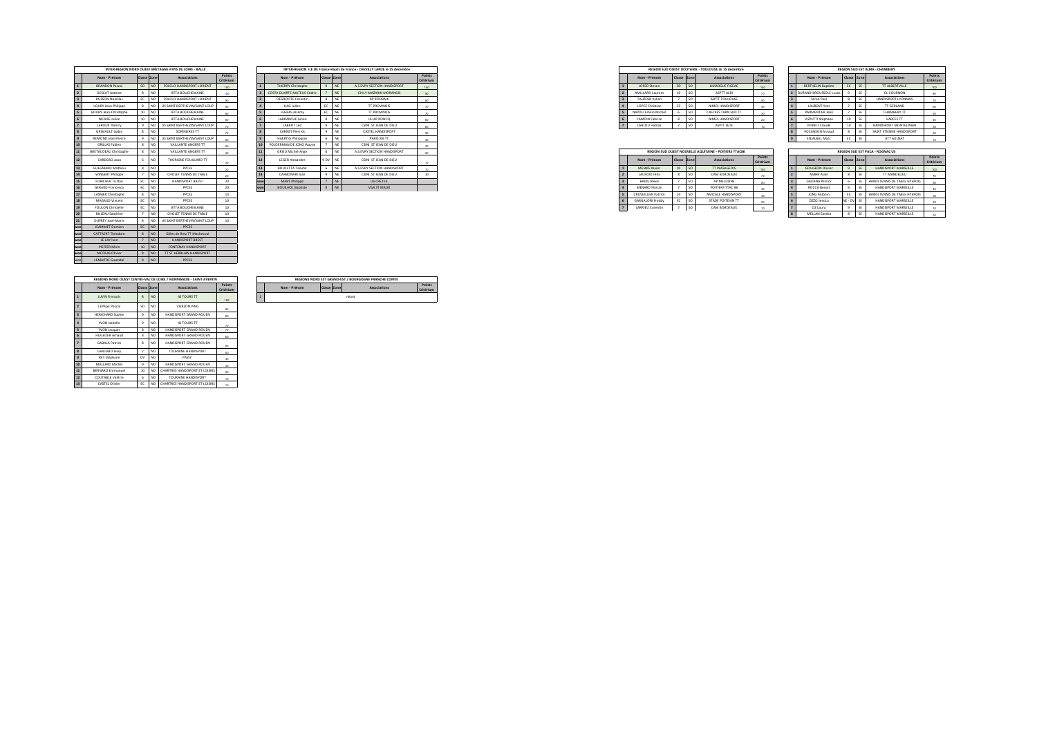### INTER-REGION NORD OUEST BRETAGNE-PAYS DE LOIRE - BALLÉ

| | Nom - Prénom | Classe | Zone | Associations | Points Critérium |
|---|---|---|---|---|---|
| 1 | BRANDON Pascal | SD | NO | FOLCLO HANDISPORT LORIENT | 100 |
| 2 | DESCAT Antoine | 8 | NO | ETTA BOUCHEMAINE | 100 |
| 3 | DUSSON Stanislas | EC | NO | FOLCLO HANDISPORT LORIENT | 90 |
| 4 | LOURY Jean-Philippe | 8 | NO | US SAINT BERTHEVIN/SAINT LOUP | 90 |
| 5 | BOURY Jean-Christophe | 10 | NO | ETTA BOUCHEMAINE | 80 |
| 6 | NICAISE Julien | 10 | NO | ETTA BOUCHEMAINE | 80 |
| 7 | LEROUX Thierry | 9 | NO | US SAINT BERTHEVIN/SAINT LOUP | 70 |
| 8 | GRIMAULT Gabin | 8 | NO | SORINIERES TT | 70 |
| 9 | REMOND Jean-Pierre | 9 | NO | US SAINT BERTHEVIN/SAINT LOUP | 60 |
| 10 | GRILLAS Fabien | 8 | NO | VAILLANTE ANGERS TT | 60 |
| 11 | BRETAUDEAU Christophe | 8 | NO | VAILLANTE ANGERS TT | 40 |
| 12 | CARDOSO Joao | 6 | NO | THORIGNE FOUILLARD TT | 30 |
| 13 | GUIGNARD Mathieu | 8 | NO | PPCSS | 20 |
| 14 | VINGERT Philippe | 7 | NO | CHOLET TENNIS DE TABLE | 20 |
| 15 | FORICHER Tristan | EC | NO | HANDISPORT BREST | 20 |
| 16 | GERARD Francesco | EC | NO | PPCSS | 20 |
| 17 | LABNIER Christophe | 8 | NO | PPCSS | 10 |
| 18 | MAGAUD Vincent | EC | NO | PPCSS | 10 |
| 19 | FOULON Christelle | EC | NO | ETTA BOUCHEMAINE | 10 |
| 20 | BILLEAU Sandrine | 7 | NO | CHOLET TENNIS DE TABLE | 10 |
| 21 | DUPREY José-Marie | 8 | NO | US SAINT BERTHEVIN/SAINT LOUP | 10 |
| WO | JEAMMET Damien | EC | NO | PPCSS | |
| WO | CATTAERT Théodore | 8 | NO | Gilles de Retz TT Machecoul | |
| WO | LE LAY Ioan | 7 | NO | HANDISPORT BREST | |
| WO | PIEFFER Kevin | 10 | NO | FONTENAY HANDISPORT | |
| WO | NICOLAS Olivier | 9 | NO | TT ST HERBLAIN HANDISPORT | |
| WO | LEMAITRE Gwendal | 8 | NO | PPCSS | |

### INTER-REGION ILE DE France-Hauts de France - CHEVILLY LARUE le 15 décembre

| | Nom - Prénom | Classe | Zone | Associations | Points Critérium |
|---|---|---|---|---|---|
| 1 | THIERRY Christophe | 9 | NE | A.S.EVRY SECTION HANDISPORT | 100 |
| 2 | COSTA DUARTE MATEUS Cédric | 7 | NE | CHILY MAZARIN MORANGIS | 90 |
| 3 | DEGROOTE Corentin | 8 | NE | AP ROUBAIX | 80 |
| 4 | HAG Julien | EC | NE | TT PROVINOIS | 70 |
| 5 | LEGRAS Jérémy | EC | NE | TT PROVINOIS | 70 |
| 6 | LABRANCHE Julien | 8 | NE | ULJAP RONCQ | 60 |
| 7 | LABROT Léo | 9 | NE | CSINI ST JEAN DE DIEU | 60 |
| 8 | CARNET Pierrick | 9 | NE | CASTEL HANDISPORT | 50 |
| 9 | HAERTIG Philippine | 6 | NE | PARIS XIII TT | 40 |
| 10 | POLDERMAN DE JONG Wayne | 7 | NE | CSINI ST JEAN DE DIEU | 30 |
| 11 | GRIEU Michel-Ange | 6 | NE | A.S.EVRY SECTION HANDISPORT | 20 |
| 12 | LEGER Alexandre | 9 DV | NE | CSINI ST JEAN DE DIEU | 10 |
| 13 | BOUCETTA Taoufik | 6 | NE | A.S.EVRY SECTION HANDISPORT | 10 |
| 14 | CARBONARI José | 9 | NE | CSINI ST JEAN DE DIEU | 10 |
| WO | MARY Philippe | 7 | NE | US CRETEIL | |
| WO | BOUILHOL Baptiste | 8 | NE | VGA ST MAUR | |

### REGION SUD OUEST OCCITANIE - TOULOUSE LE 15 décembre

| | Nom - Prénom | Classe | Zone | Associations | Points Critérium |
|---|---|---|---|---|---|
| 1 | JOSSO Steven | SD | SO | LIMARGUE FIGEAC | 100 |
| 2 | AVELLANO Laurent | 10 | SO | ASPTT ALBI | 70 |
| 3 | TALEDEO Kylian | 7 | SO | ASPTT TOULOUSE | 60 |
| 4 | LOPEZ Christian | EC | SO | NIMES HANDISPORT | 40 |
| 5 | NAPOLI Emilio Michel | 6 | SO | CASTRES TARN SUD TT | 30 |
| 6 | CAMOIN Fabrice | 8 | SO | NIMES HANDISPORT | 20 |
| 7 | LAHLOU Hamza | 7 | SO | ASPTT SETE | 10 |

### REGION SUD EST AURA - CHAMBERY

| | Nom - Prénom | Classe | Zone | Associations | Points Critérium |
|---|---|---|---|---|---|
| 1 | BERTHELIN Baptiste | EC | SE | TT ALBERTVILLE | 100 |
| 2 | DURAND-BROUSSOLE Lucas | 9 | SE | CL COURNON | 90 |
| 3 | SILVA Paul | 8 | SE | HANDISPORT LYONNAIS | 70 |
| 4 | LAURENT Yves | 7 | SE | TT GERLAND | 60 |
| 5 | PARMENTIER Jean | 7 | SE | CHAMBERY TT | 50 |
| 6 | VIZZUTTI Stéphane | 10 | SE | VARCES TT | 40 |
| 7 | PERRET Claude | 10 | SE | HANDISPORT MONTELIMAR | 30 |
| 8 | VOCANSON Arnaud | 8 | SE | SAINT ETIENNE HANDISPORT | 20 |
| 9 | ENJALBAL Marc | EC | SE | ATT AULNAT | 10 |

### REGION SUD OUEST NOUVELLE AQUITAINE - POITIERS TTAC86

| | Nom - Prénom | Classe | Zone | Associations | Points Critérium |
|---|---|---|---|---|---|
| 1 | MESNIS Xavier | 10 | SO | TT PASSAGEOIS | 100 |
| 2 | LACROIX Félix | 8 | SO | CAM BORDEAUX | 70 |
| 3 | BADIE Alexis | 7 | SO | AP MELUSINE | 50 |
| 4 | MENARD Florian | 7 | SO | POITIERS TTAC 86 | 40 |
| 5 | CRUVEILLIER Patrick | 10 | SO | AMICALE HANDISPORT | 30 |
| 6 | GARSALONI Freddy | EC | SO | STADE POITEVIN TT | 20 |
| 7 | LARRIEU Corentin | 7 | SO | CAM BORDEAUX | 10 |

### REGION SUD EST PACA - ROGNAC US

| | Nom - Prénom | Classe | Zone | Associations | Points Critérium |
|---|---|---|---|---|---|
| 1 | GOUGEON Olivier | 9 | SE | HANDISPORT MARSEILLE | 100 |
| 2 | MAHR Alain | 8 | SE | TT MANDELIEU | 70 |
| 3 | GALIANA Patrick | 6 | SE | HANDI TENNIS DE TABLE HYEROIS | 50 |
| 4 | ROCCA Benoit | 6 | SE | HANDISPORT MARSEILLE | 40 |
| 5 | JUNG Antonin | EC | SE | HANDI TENNIS DE TABLE HYEROIS | 30 |
| 6 | ZIZZO Jessica | NE - DV | SE | HANDISPORT MARSEILLE | 20 |
| 7 | DZ Laura | 9 | SE | HANDISPORT MARSEILLE | 10 |
| 8 | MELLAN Sandra | 8 | SE | HANDISPORT MARSEILLE | 10 |

### REGIONS NORD OUEST CENTRE-VAL DE LOIRE / NORMANDIE - SAINT AVERTIN

| | Nom - Prénom | Classe | Zone | Associations | Points Critérium |
|---|---|---|---|---|---|
| 1 | JUVIN Francois | 8 | NO | 4S TOURS TT | 100 |
| 2 | LEPAGE Pascal | SD | NO | VIERZON PING | 90 |
| 3 | HERICHARD Sophie | 9 | NO | HANDISPORT GRAND ROUEN | 80 |
| 4 | YVON Isabelle | 9 | NO | 4S TOURS TT | 70 |
| 5 | YVON Jacques | 8 | NO | HANDISPORT GRAND ROUEN | 70 |
| 6 | HUGELIER Arnaud | 8 | NO | HANDISPORT GRAND ROUEN | 60 |
| 7 | GABALA Patrick | 8 | NO | HANDISPORT GRAND ROUEN | 60 |
| 8 | GAILLARD Jessy | 7 | NO | TOURAINE HANDISPORT | 50 |
| 9 | REY Stéphane | DV | NO | PASSY | 40 |
| 10 | MALLARD Michel | 9 | NO | HANDISPORT GRAND ROUEN | 30 |
| 11 | BERNARD Emmanuel | 10 | NO | CHARTRES HANDISPORT ET LOISIRS | 20 |
| 12 | COUTABLE Valérie | 6 | NO | TOURAINE HANDISPORT | 10 |
| 13 | CASTEL Olivier | EC | NO | CHARTRES HANDISPORT ET LOISIRS | 10 |

### REGIONS NORD EST GRAND-EST / BOURGOGNE FRANCHE COMTE

| | Nom - Prénom | Classe | Zone | Associations | Points Critérium |
|---|---|---|---|---|---|
| 1 | | | | néant | |